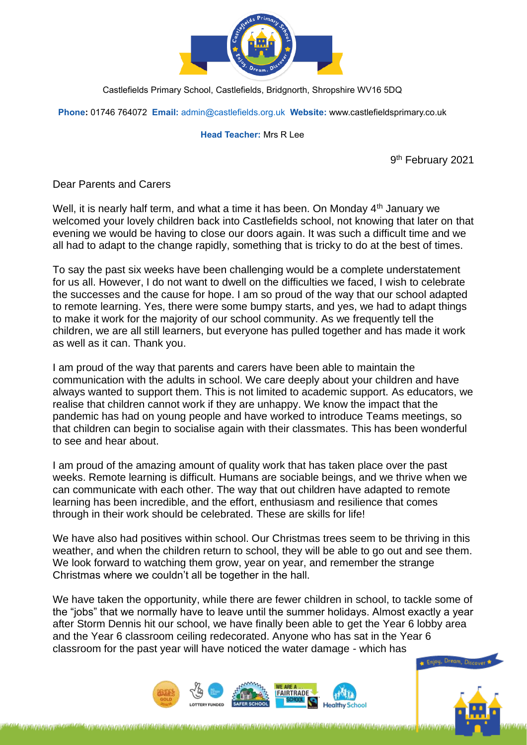Castlefields Primary School, Castlefields, Bridgnorth, Shropshire WV16 5DQ

**Phone:** 01746 764072 **Email:** admin@castlefields.org.uk **Website:** www.castlefieldsprimary.co.uk

**Head Teacher:** Mrs R Lee

9th February 2021

Dear Parents and Carers

Well, it is nearly half term, and what a time it has been. On Monday 4th January we welcomed your lovely children back into Castlefields school, not knowing that later on that evening we would be having to close our doors again. It was such a difficult time and we all had to adapt to the change rapidly, something that is tricky to do at the best of times.

To say the past six weeks have been challenging would be a complete understatement for us all. However, I do not want to dwell on the difficulties we faced, I wish to celebrate the successes and the cause for hope. I am so proud of the way that our school adapted to remote learning. Yes, there were some bumpy starts, and yes, we had to adapt things to make it work for the majority of our school community. As we frequently tell the children, we are all still learners, but everyone has pulled together and has made it work as well as it can. Thank you.

I am proud of the way that parents and carers have been able to maintain the communication with the adults in school. We care deeply about your children and have always wanted to support them. This is not limited to academic support. As educators, we realise that children cannot work if they are unhappy. We know the impact that the pandemic has had on young people and have worked to introduce Teams meetings, so that children can begin to socialise again with their classmates. This has been wonderful to see and hear about.

I am proud of the amazing amount of quality work that has taken place over the past weeks. Remote learning is difficult. Humans are sociable beings, and we thrive when we can communicate with each other. The way that our children have adapted to remote learning has been incredible, and the effort, enthusiasm and resilience that comes through in their work should be celebrated. These are skills for life!

We have also had positives within school. Our Christmas trees seem to be thriving in this weather, and when the children return to school, they will be able to go out and see them. We look forward to watching them grow, year on year, and remember the strange Christmas where we couldn't all be together in the hall.

We have taken the opportunity, while there are fewer children in school, to tackle some of the "jobs" that we normally have to leave until the summer holidays. Almost exactly a year after Storm Dennis hit our school, we have finally been able to get the Year 6 lobby area and the Year 6 classroom ceiling redecorated. Anyone who has sat in the Year 6 classroom for the past year will have noticed the water damage - which has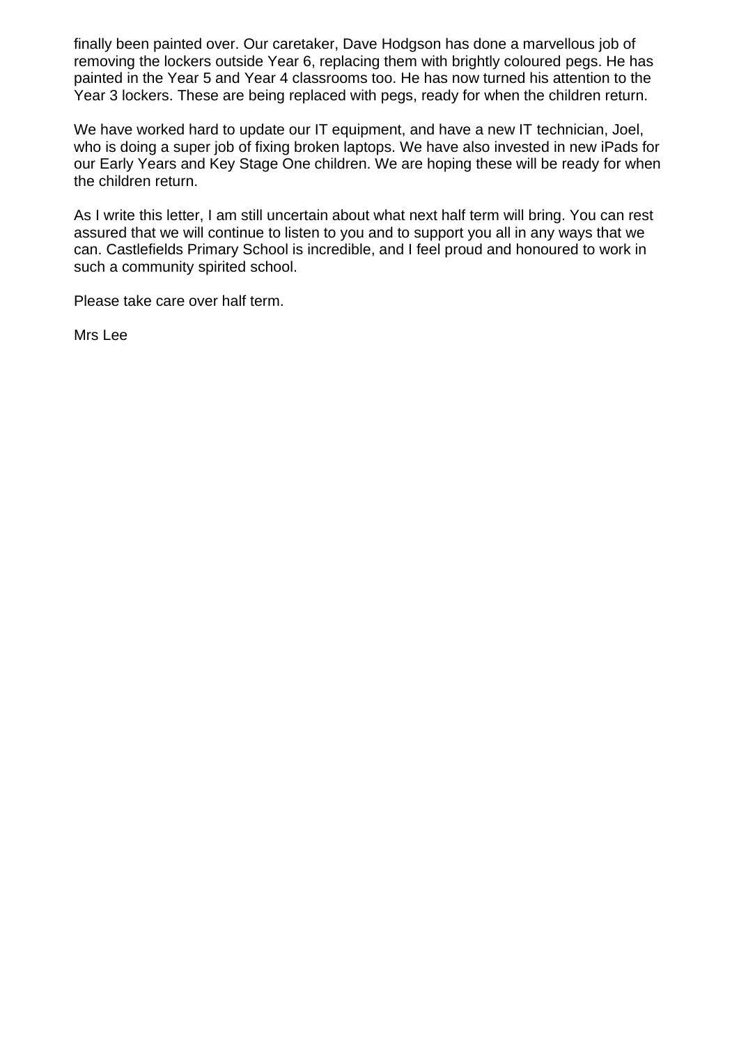finally been painted over. Our caretaker, Dave Hodgson has done a marvellous job of removing the lockers outside Year 6, replacing them with brightly coloured pegs. He has painted in the Year 5 and Year 4 classrooms too. He has now turned his attention to the Year 3 lockers. These are being replaced with pegs, ready for when the children return.

We have worked hard to update our IT equipment, and have a new IT technician, Joel, who is doing a super job of fixing broken laptops. We have also invested in new iPads for our Early Years and Key Stage One children. We are hoping these will be ready for when the children return.

As I write this letter, I am still uncertain about what next half term will bring. You can rest assured that we will continue to listen to you and to support you all in any ways that we can. Castlefields Primary School is incredible, and I feel proud and honoured to work in such a community spirited school.

Please take care over half term.

Mrs Lee